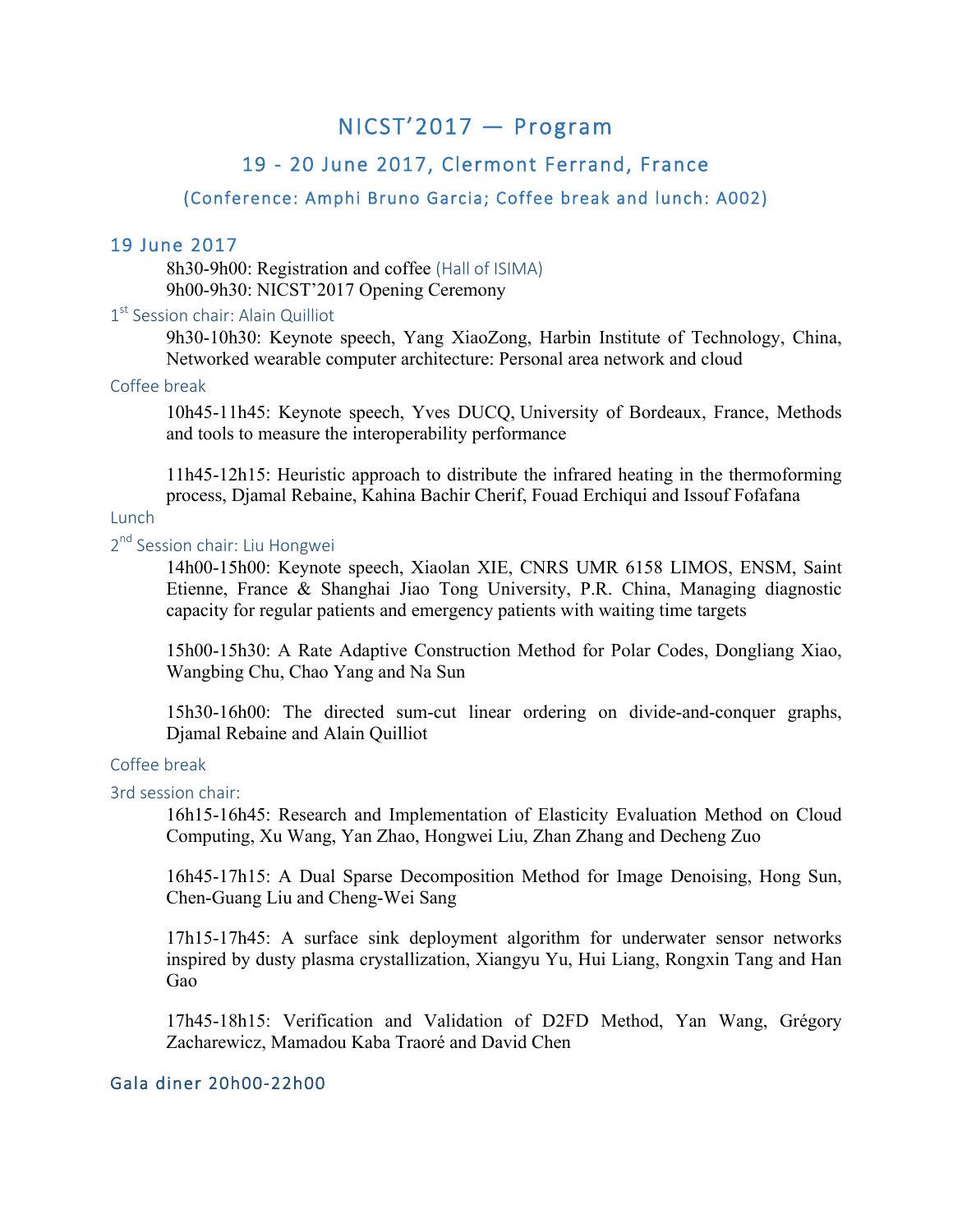# NICST'2017 — Program

## 19 - 20 June 2017, Clermont Ferrand, France

### (Conference: Amphi Bruno Garcia; Coffee break and lunch: A002)

## 19 June 2017

8h30-9h00: Registration and coffee (Hall of ISIMA)
9h00-9h30: NICST'2017 Opening Ceremony

### 1st Session chair: Alain Quilliot

9h30-10h30: Keynote speech, Yang XiaoZong, Harbin Institute of Technology, China, Networked wearable computer architecture: Personal area network and cloud

### Coffee break

10h45-11h45: Keynote speech, Yves DUCQ, University of Bordeaux, France, Methods and tools to measure the interoperability performance

11h45-12h15: Heuristic approach to distribute the infrared heating in the thermoforming process, Djamal Rebaine, Kahina Bachir Cherif, Fouad Erchiqui and Issouf Fofafana

### Lunch

### 2nd Session chair: Liu Hongwei

14h00-15h00: Keynote speech, Xiaolan XIE, CNRS UMR 6158 LIMOS, ENSM, Saint Etienne, France & Shanghai Jiao Tong University, P.R. China, Managing diagnostic capacity for regular patients and emergency patients with waiting time targets

15h00-15h30: A Rate Adaptive Construction Method for Polar Codes, Dongliang Xiao, Wangbing Chu, Chao Yang and Na Sun

15h30-16h00: The directed sum-cut linear ordering on divide-and-conquer graphs, Djamal Rebaine and Alain Quilliot

### Coffee break

### 3rd session chair:

16h15-16h45: Research and Implementation of Elasticity Evaluation Method on Cloud Computing, Xu Wang, Yan Zhao, Hongwei Liu, Zhan Zhang and Decheng Zuo

16h45-17h15: A Dual Sparse Decomposition Method for Image Denoising, Hong Sun, Chen-Guang Liu and Cheng-Wei Sang

17h15-17h45: A surface sink deployment algorithm for underwater sensor networks inspired by dusty plasma crystallization, Xiangyu Yu, Hui Liang, Rongxin Tang and Han Gao

17h45-18h15: Verification and Validation of D2FD Method, Yan Wang, Grégory Zacharewicz, Mamadou Kaba Traoré and David Chen

## Gala diner 20h00-22h00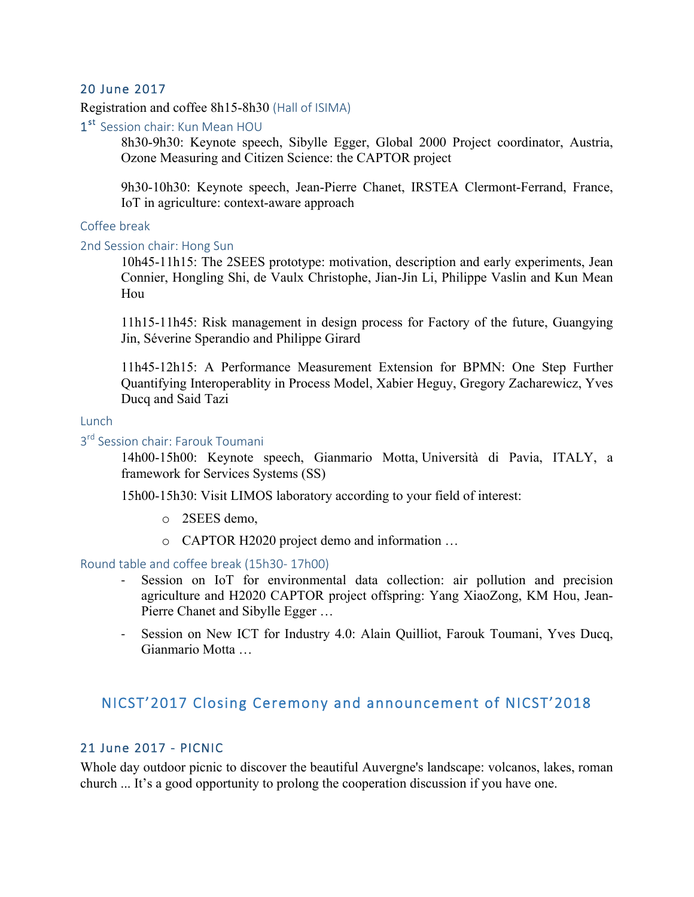## 20 June 2017

Registration and coffee 8h15-8h30 (Hall of ISIMA)

### 1st Session chair: Kun Mean HOU

8h30-9h30: Keynote speech, Sibylle Egger, Global 2000 Project coordinator, Austria, Ozone Measuring and Citizen Science: the CAPTOR project

9h30-10h30: Keynote speech, Jean-Pierre Chanet, IRSTEA Clermont-Ferrand, France, IoT in agriculture: context-aware approach

### Coffee break

### 2nd Session chair: Hong Sun

10h45-11h15: The 2SEES prototype: motivation, description and early experiments, Jean Connier, Hongling Shi, de Vaulx Christophe, Jian-Jin Li, Philippe Vaslin and Kun Mean Hou

11h15-11h45: Risk management in design process for Factory of the future, Guangying Jin, Séverine Sperandio and Philippe Girard

11h45-12h15: A Performance Measurement Extension for BPMN: One Step Further Quantifying Interoperablity in Process Model, Xabier Heguy, Gregory Zacharewicz, Yves Ducq and Said Tazi

### Lunch

### 3rd Session chair: Farouk Toumani

14h00-15h00: Keynote speech, Gianmario Motta, Università di Pavia, ITALY, a framework for Services Systems (SS)

15h00-15h30: Visit LIMOS laboratory according to your field of interest:

- 2SEES demo,
- CAPTOR H2020 project demo and information …

### Round table and coffee break (15h30- 17h00)

- Session on IoT for environmental data collection: air pollution and precision agriculture and H2020 CAPTOR project offspring: Yang XiaoZong, KM Hou, Jean-Pierre Chanet and Sibylle Egger …
- Session on New ICT for Industry 4.0: Alain Quilliot, Farouk Toumani, Yves Ducq, Gianmario Motta …

## NICST'2017 Closing Ceremony and announcement of NICST'2018

## 21 June 2017 - PICNIC

Whole day outdoor picnic to discover the beautiful Auvergne's landscape: volcanos, lakes, roman church ... It's a good opportunity to prolong the cooperation discussion if you have one.